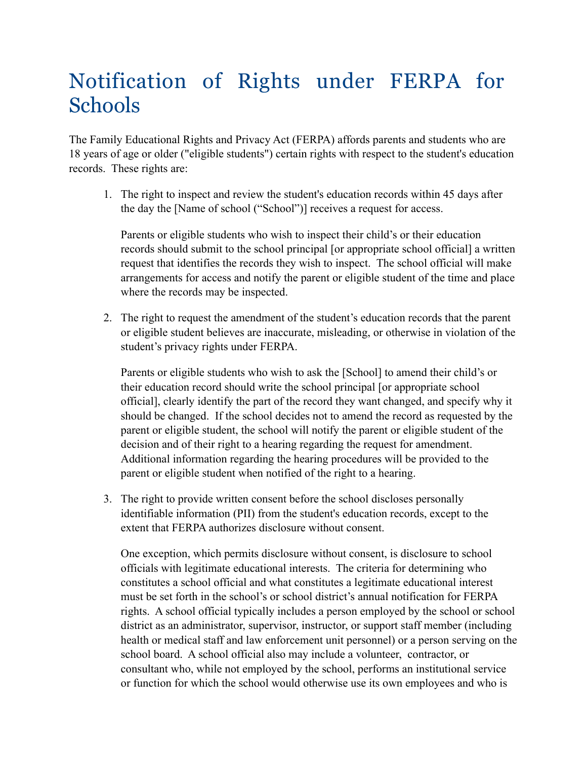# Notification of Rights under FERPA for Schools

The Family Educational Rights and Privacy Act (FERPA) affords parents and students who are 18 years of age or older ("eligible students") certain rights with respect to the student's education records. These rights are:

1. The right to inspect and review the student's education records within 45 days after the day the [Name of school ("School")] receives a request for access.

   Parents or eligible students who wish to inspect their child's or their education records should submit to the school principal [or appropriate school official] a written request that identifies the records they wish to inspect. The school official will make arrangements for access and notify the parent or eligible student of the time and place where the records may be inspected.

2. The right to request the amendment of the student's education records that the parent or eligible student believes are inaccurate, misleading, or otherwise in violation of the student's privacy rights under FERPA.

   Parents or eligible students who wish to ask the [School] to amend their child's or their education record should write the school principal [or appropriate school official], clearly identify the part of the record they want changed, and specify why it should be changed. If the school decides not to amend the record as requested by the parent or eligible student, the school will notify the parent or eligible student of the decision and of their right to a hearing regarding the request for amendment. Additional information regarding the hearing procedures will be provided to the parent or eligible student when notified of the right to a hearing.

3. The right to provide written consent before the school discloses personally identifiable information (PII) from the student's education records, except to the extent that FERPA authorizes disclosure without consent.

   One exception, which permits disclosure without consent, is disclosure to school officials with legitimate educational interests. The criteria for determining who constitutes a school official and what constitutes a legitimate educational interest must be set forth in the school's or school district's annual notification for FERPA rights. A school official typically includes a person employed by the school or school district as an administrator, supervisor, instructor, or support staff member (including health or medical staff and law enforcement unit personnel) or a person serving on the school board. A school official also may include a volunteer, contractor, or consultant who, while not employed by the school, performs an institutional service or function for which the school would otherwise use its own employees and who is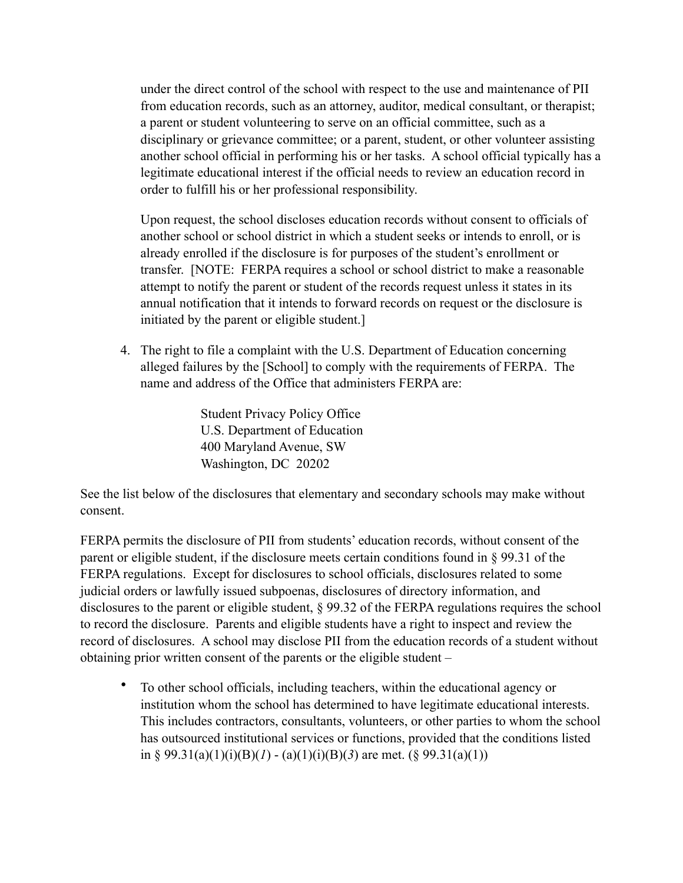under the direct control of the school with respect to the use and maintenance of PII from education records, such as an attorney, auditor, medical consultant, or therapist; a parent or student volunteering to serve on an official committee, such as a disciplinary or grievance committee; or a parent, student, or other volunteer assisting another school official in performing his or her tasks. A school official typically has a legitimate educational interest if the official needs to review an education record in order to fulfill his or her professional responsibility.

Upon request, the school discloses education records without consent to officials of another school or school district in which a student seeks or intends to enroll, or is already enrolled if the disclosure is for purposes of the student's enrollment or transfer. [NOTE: FERPA requires a school or school district to make a reasonable attempt to notify the parent or student of the records request unless it states in its annual notification that it intends to forward records on request or the disclosure is initiated by the parent or eligible student.]

4. The right to file a complaint with the U.S. Department of Education concerning alleged failures by the [School] to comply with the requirements of FERPA. The name and address of the Office that administers FERPA are:

   Student Privacy Policy Office
   U.S. Department of Education
   400 Maryland Avenue, SW
   Washington, DC 20202

See the list below of the disclosures that elementary and secondary schools may make without consent.

FERPA permits the disclosure of PII from students' education records, without consent of the parent or eligible student, if the disclosure meets certain conditions found in § 99.31 of the FERPA regulations. Except for disclosures to school officials, disclosures related to some judicial orders or lawfully issued subpoenas, disclosures of directory information, and disclosures to the parent or eligible student, § 99.32 of the FERPA regulations requires the school to record the disclosure. Parents and eligible students have a right to inspect and review the record of disclosures. A school may disclose PII from the education records of a student without obtaining prior written consent of the parents or the eligible student –

- To other school officials, including teachers, within the educational agency or institution whom the school has determined to have legitimate educational interests. This includes contractors, consultants, volunteers, or other parties to whom the school has outsourced institutional services or functions, provided that the conditions listed in § 99.31(a)(1)(i)(B)(*1*) - (a)(1)(i)(B)(*3*) are met. (§ 99.31(a)(1))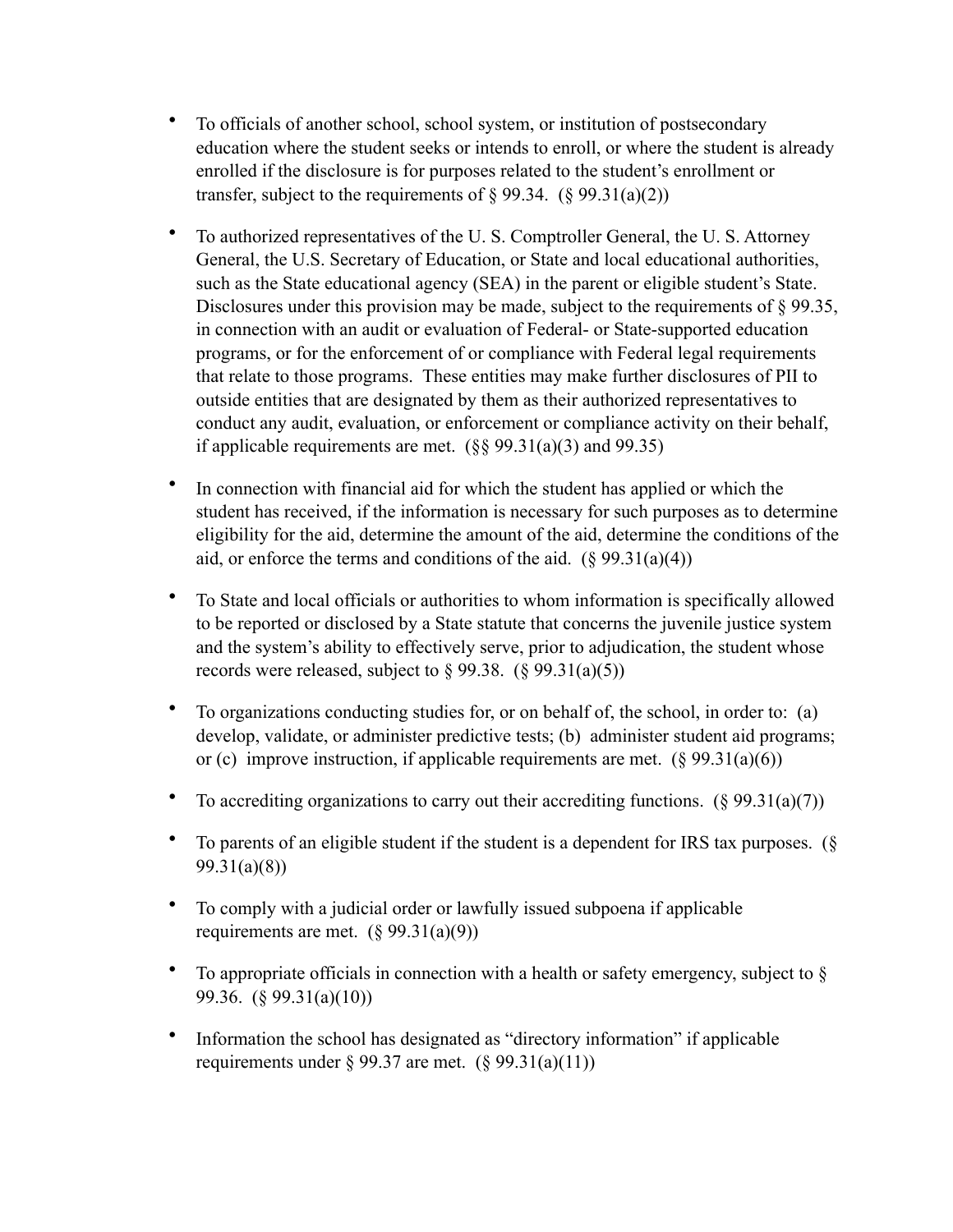- To officials of another school, school system, or institution of postsecondary education where the student seeks or intends to enroll, or where the student is already enrolled if the disclosure is for purposes related to the student's enrollment or transfer, subject to the requirements of § 99.34. (§ 99.31(a)(2))
- To authorized representatives of the U. S. Comptroller General, the U. S. Attorney General, the U.S. Secretary of Education, or State and local educational authorities, such as the State educational agency (SEA) in the parent or eligible student's State. Disclosures under this provision may be made, subject to the requirements of § 99.35, in connection with an audit or evaluation of Federal- or State-supported education programs, or for the enforcement of or compliance with Federal legal requirements that relate to those programs. These entities may make further disclosures of PII to outside entities that are designated by them as their authorized representatives to conduct any audit, evaluation, or enforcement or compliance activity on their behalf, if applicable requirements are met. (§§ 99.31(a)(3) and 99.35)
- In connection with financial aid for which the student has applied or which the student has received, if the information is necessary for such purposes as to determine eligibility for the aid, determine the amount of the aid, determine the conditions of the aid, or enforce the terms and conditions of the aid. (§ 99.31(a)(4))
- To State and local officials or authorities to whom information is specifically allowed to be reported or disclosed by a State statute that concerns the juvenile justice system and the system's ability to effectively serve, prior to adjudication, the student whose records were released, subject to § 99.38. (§ 99.31(a)(5))
- To organizations conducting studies for, or on behalf of, the school, in order to: (a) develop, validate, or administer predictive tests; (b) administer student aid programs; or (c) improve instruction, if applicable requirements are met. (§ 99.31(a)(6))
- To accrediting organizations to carry out their accrediting functions. (§ 99.31(a)(7))
- To parents of an eligible student if the student is a dependent for IRS tax purposes. (§ 99.31(a)(8))
- To comply with a judicial order or lawfully issued subpoena if applicable requirements are met. (§ 99.31(a)(9))
- To appropriate officials in connection with a health or safety emergency, subject to § 99.36. (§ 99.31(a)(10))
- Information the school has designated as "directory information" if applicable requirements under § 99.37 are met. (§ 99.31(a)(11))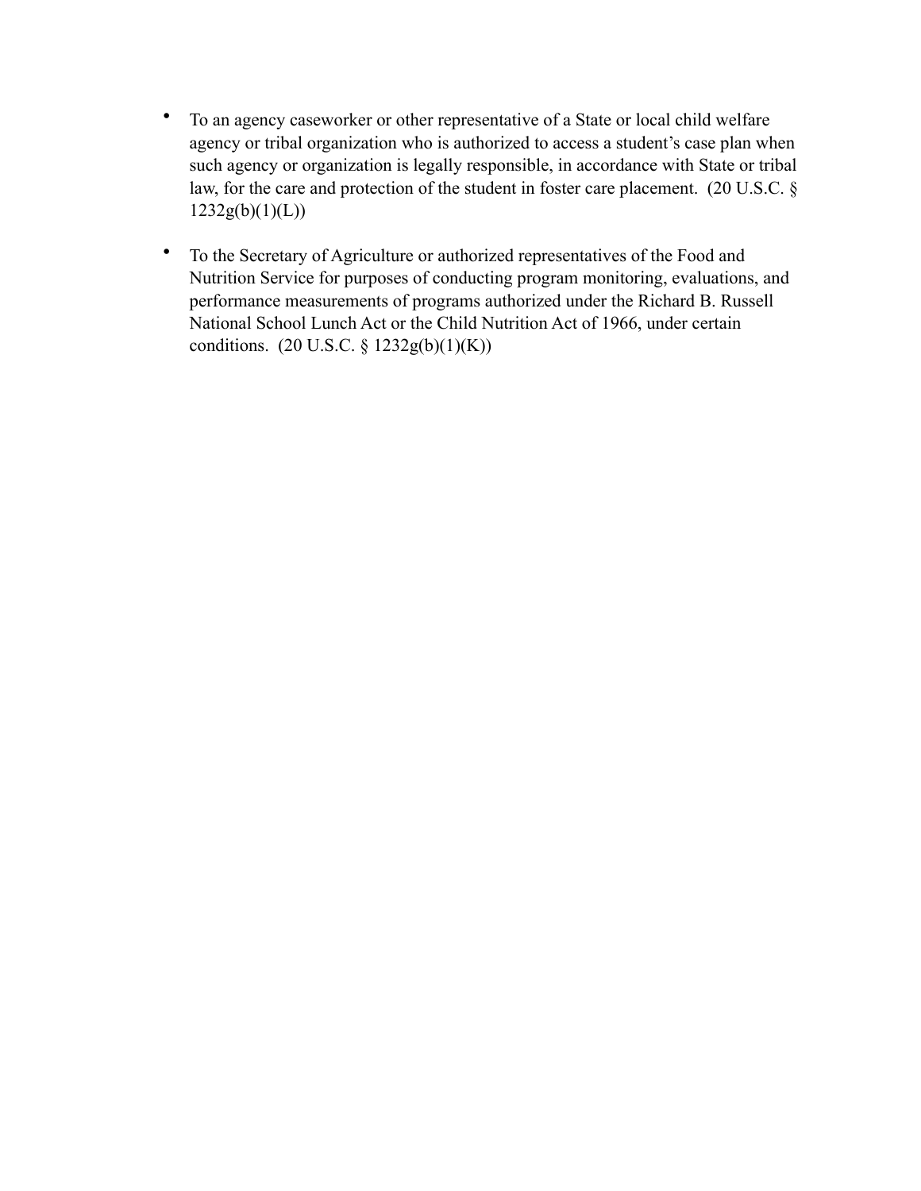- To an agency caseworker or other representative of a State or local child welfare agency or tribal organization who is authorized to access a student's case plan when such agency or organization is legally responsible, in accordance with State or tribal law, for the care and protection of the student in foster care placement. (20 U.S.C. § 1232g(b)(1)(L))

- To the Secretary of Agriculture or authorized representatives of the Food and Nutrition Service for purposes of conducting program monitoring, evaluations, and performance measurements of programs authorized under the Richard B. Russell National School Lunch Act or the Child Nutrition Act of 1966, under certain conditions. (20 U.S.C. § 1232g(b)(1)(K))